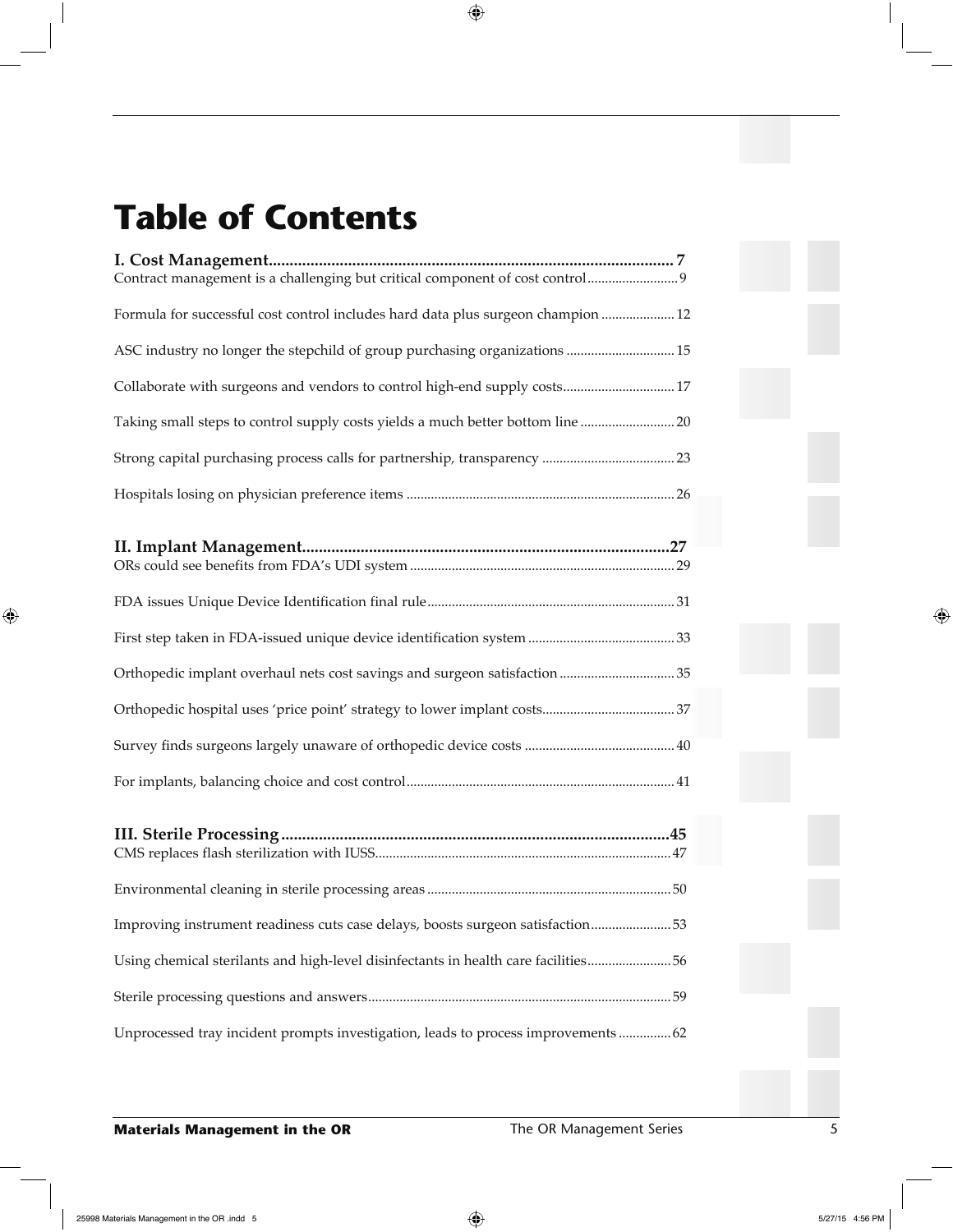# Table of Contents

**I. Cost Management.................................................................................................. 7**

Contract management is a challenging but critical component of cost control.......................... 9

Formula for successful cost control includes hard data plus surgeon champion ..................... 12

ASC industry no longer the stepchild of group purchasing organizations ............................... 15

Collaborate with surgeons and vendors to control high-end supply costs................................ 17

Taking small steps to control supply costs yields a much better bottom line ........................... 20

Strong capital purchasing process calls for partnership, transparency ...................................... 23

Hospitals losing on physician preference items ............................................................................ 26

**II. Implant Management........................................................................................27**

ORs could see benefits from FDA's UDI system ........................................................................... 29

FDA issues Unique Device Identification final rule...................................................................... 31

First step taken in FDA-issued unique device identification system .......................................... 33

Orthopedic implant overhaul nets cost savings and surgeon satisfaction ................................. 35

Orthopedic hospital uses 'price point' strategy to lower implant costs...................................... 37

Survey finds surgeons largely unaware of orthopedic device costs ........................................... 40

For implants, balancing choice and cost control............................................................................ 41

**III. Sterile Processing ..............................................................................................45**

CMS replaces flash sterilization with IUSS.................................................................................... 47

Environmental cleaning in sterile processing areas ...................................................................... 50

Improving instrument readiness cuts case delays, boosts surgeon satisfaction....................... 53

Using chemical sterilants and high-level disinfectants in health care facilities........................ 56

Sterile processing questions and answers...................................................................................... 59

Unprocessed tray incident prompts investigation, leads to process improvements ............... 62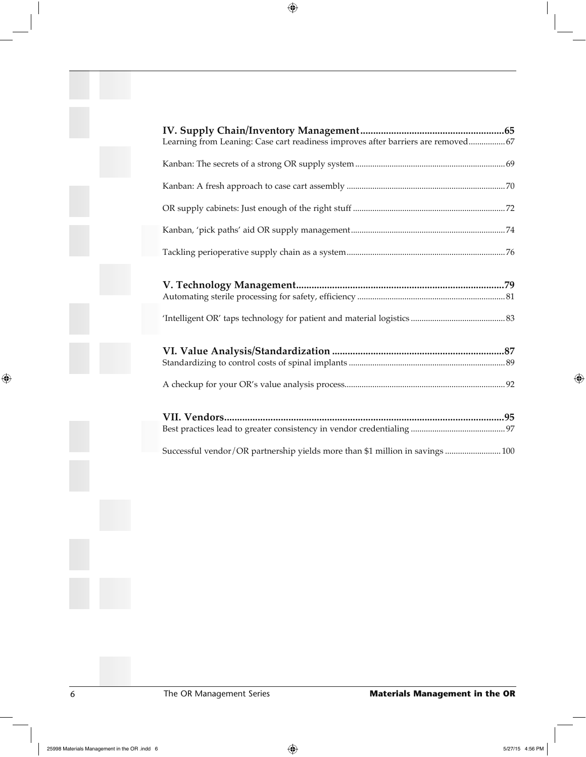**IV. Supply Chain/Inventory Management........................................................65**

Learning from Leaning: Case cart readiness improves after barriers are removed.................67

Kanban: The secrets of a strong OR supply system......................................................................69

Kanban: A fresh approach to case cart assembly ..........................................................................70

OR supply cabinets: Just enough of the right stuff .......................................................................72

Kanban, 'pick paths' aid OR supply management........................................................................74

Tackling perioperative supply chain as a system..........................................................................76

**V. Technology Management.................................................................................79**

Automating sterile processing for safety, efficiency .....................................................................81

'Intelligent OR' taps technology for patient and material logistics ............................................83

**VI. Value Analysis/Standardization ...................................................................87**

Standardizing to control costs of spinal implants .........................................................................89

A checkup for your OR's value analysis process...........................................................................92

**VII. Vendors............................................................................................................95**

Best practices lead to greater consistency in vendor credentialing ............................................97

Successful vendor/OR partnership yields more than $1 million in savings ..........................100